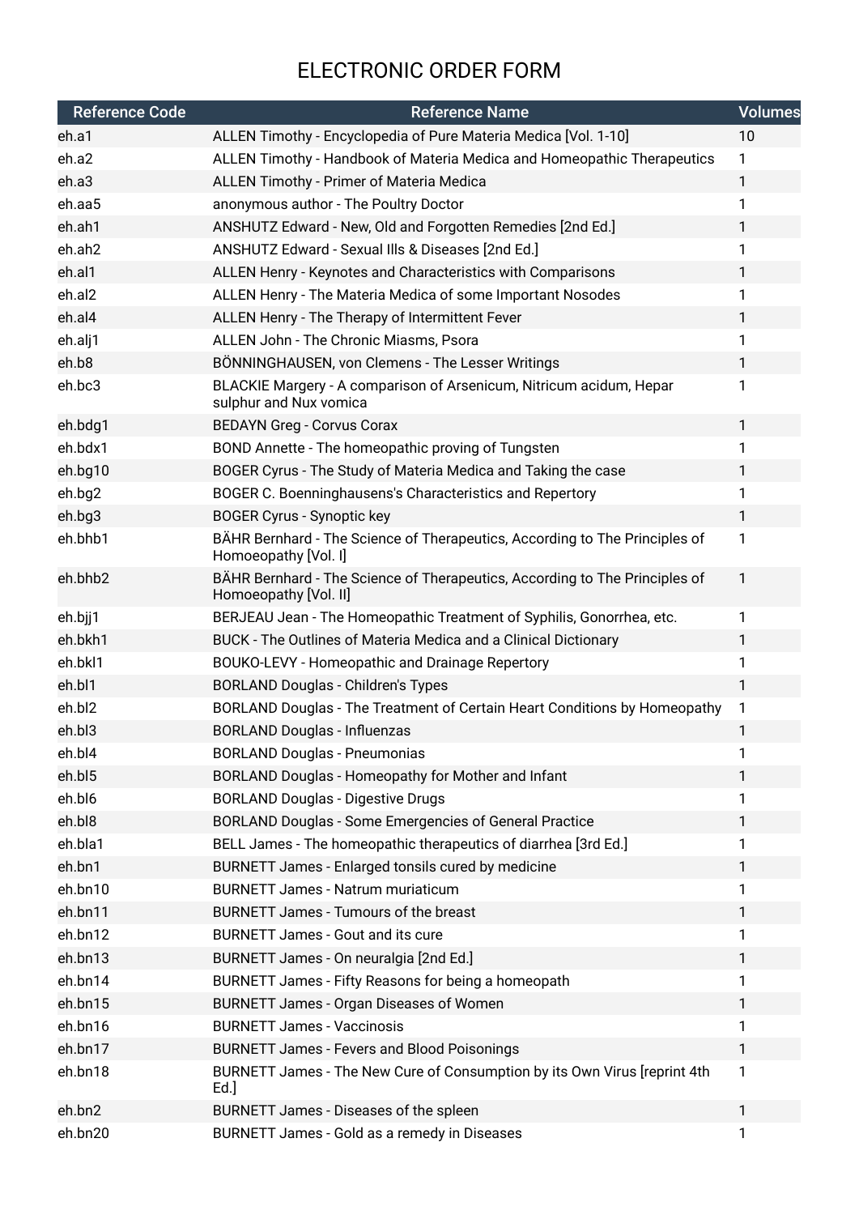# ELECTRONIC ORDER FORM

| Reference Code | Reference Name | Volumes |
|---|---|---|
| eh.a1 | ALLEN Timothy - Encyclopedia of Pure Materia Medica [Vol. 1-10] | 10 |
| eh.a2 | ALLEN Timothy - Handbook of Materia Medica and Homeopathic Therapeutics | 1 |
| eh.a3 | ALLEN Timothy - Primer of Materia Medica | 1 |
| eh.aa5 | anonymous author - The Poultry Doctor | 1 |
| eh.ah1 | ANSHUTZ Edward - New, Old and Forgotten Remedies [2nd Ed.] | 1 |
| eh.ah2 | ANSHUTZ Edward - Sexual Ills & Diseases [2nd Ed.] | 1 |
| eh.al1 | ALLEN Henry - Keynotes and Characteristics with Comparisons | 1 |
| eh.al2 | ALLEN Henry - The Materia Medica of some Important Nosodes | 1 |
| eh.al4 | ALLEN Henry - The Therapy of Intermittent Fever | 1 |
| eh.alj1 | ALLEN John - The Chronic Miasms, Psora | 1 |
| eh.b8 | BÖNNINGHAUSEN, von Clemens - The Lesser Writings | 1 |
| eh.bc3 | BLACKIE Margery - A comparison of Arsenicum, Nitricum acidum, Hepar sulphur and Nux vomica | 1 |
| eh.bdg1 | BEDAYN Greg - Corvus Corax | 1 |
| eh.bdx1 | BOND Annette - The homeopathic proving of Tungsten | 1 |
| eh.bg10 | BOGER Cyrus - The Study of Materia Medica and Taking the case | 1 |
| eh.bg2 | BOGER C. Boenninghausens's Characteristics and Repertory | 1 |
| eh.bg3 | BOGER Cyrus - Synoptic key | 1 |
| eh.bhb1 | BÄHR Bernhard - The Science of Therapeutics, According to The Principles of Homoeopathy [Vol. I] | 1 |
| eh.bhb2 | BÄHR Bernhard - The Science of Therapeutics, According to The Principles of Homoeopathy [Vol. II] | 1 |
| eh.bjj1 | BERJEAU Jean - The Homeopathic Treatment of Syphilis, Gonorrhea, etc. | 1 |
| eh.bkh1 | BUCK - The Outlines of Materia Medica and a Clinical Dictionary | 1 |
| eh.bkl1 | BOUKO-LEVY - Homeopathic and Drainage Repertory | 1 |
| eh.bl1 | BORLAND Douglas - Children's Types | 1 |
| eh.bl2 | BORLAND Douglas - The Treatment of Certain Heart Conditions by Homeopathy | 1 |
| eh.bl3 | BORLAND Douglas - Influenzas | 1 |
| eh.bl4 | BORLAND Douglas - Pneumonias | 1 |
| eh.bl5 | BORLAND Douglas - Homeopathy for Mother and Infant | 1 |
| eh.bl6 | BORLAND Douglas - Digestive Drugs | 1 |
| eh.bl8 | BORLAND Douglas - Some Emergencies of General Practice | 1 |
| eh.bla1 | BELL James - The homeopathic therapeutics of diarrhea [3rd Ed.] | 1 |
| eh.bn1 | BURNETT James - Enlarged tonsils cured by medicine | 1 |
| eh.bn10 | BURNETT James - Natrum muriaticum | 1 |
| eh.bn11 | BURNETT James - Tumours of the breast | 1 |
| eh.bn12 | BURNETT James - Gout and its cure | 1 |
| eh.bn13 | BURNETT James - On neuralgia [2nd Ed.] | 1 |
| eh.bn14 | BURNETT James - Fifty Reasons for being a homeopath | 1 |
| eh.bn15 | BURNETT James - Organ Diseases of Women | 1 |
| eh.bn16 | BURNETT James - Vaccinosis | 1 |
| eh.bn17 | BURNETT James - Fevers and Blood Poisonings | 1 |
| eh.bn18 | BURNETT James - The New Cure of Consumption by its Own Virus [reprint 4th Ed.] | 1 |
| eh.bn2 | BURNETT James - Diseases of the spleen | 1 |
| eh.bn20 | BURNETT James - Gold as a remedy in Diseases | 1 |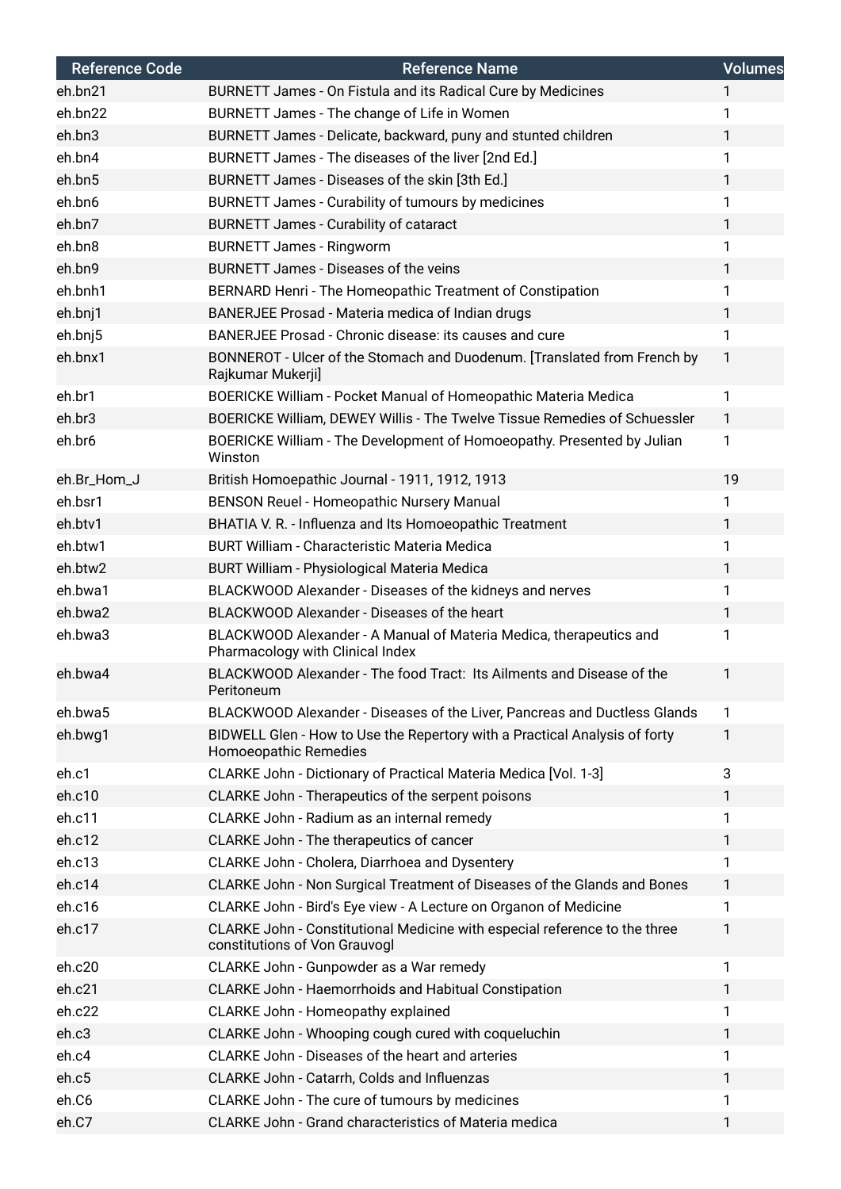| Reference Code | Reference Name | Volumes |
|---|---|---|
| eh.bn21 | BURNETT James - On Fistula and its Radical Cure by Medicines | 1 |
| eh.bn22 | BURNETT James - The change of Life in Women | 1 |
| eh.bn3 | BURNETT James - Delicate, backward, puny and stunted children | 1 |
| eh.bn4 | BURNETT James - The diseases of the liver [2nd Ed.] | 1 |
| eh.bn5 | BURNETT James - Diseases of the skin [3th Ed.] | 1 |
| eh.bn6 | BURNETT James - Curability of tumours by medicines | 1 |
| eh.bn7 | BURNETT James - Curability of cataract | 1 |
| eh.bn8 | BURNETT James - Ringworm | 1 |
| eh.bn9 | BURNETT James - Diseases of the veins | 1 |
| eh.bnh1 | BERNARD Henri - The Homeopathic Treatment of Constipation | 1 |
| eh.bnj1 | BANERJEE Prosad - Materia medica of Indian drugs | 1 |
| eh.bnj5 | BANERJEE Prosad - Chronic disease: its causes and cure | 1 |
| eh.bnx1 | BONNEROT - Ulcer of the Stomach and Duodenum. [Translated from French by Rajkumar Mukerji] | 1 |
| eh.br1 | BOERICKE William - Pocket Manual of Homeopathic Materia Medica | 1 |
| eh.br3 | BOERICKE William, DEWEY Willis - The Twelve Tissue Remedies of Schuessler | 1 |
| eh.br6 | BOERICKE William - The Development of Homoeopathy. Presented by Julian Winston | 1 |
| eh.Br_Hom_J | British Homoepathic Journal - 1911, 1912, 1913 | 19 |
| eh.bsr1 | BENSON Reuel - Homeopathic Nursery Manual | 1 |
| eh.btv1 | BHATIA V. R. - Influenza and Its Homoeopathic Treatment | 1 |
| eh.btw1 | BURT William - Characteristic Materia Medica | 1 |
| eh.btw2 | BURT William - Physiological Materia Medica | 1 |
| eh.bwa1 | BLACKWOOD Alexander - Diseases of the kidneys and nerves | 1 |
| eh.bwa2 | BLACKWOOD Alexander - Diseases of the heart | 1 |
| eh.bwa3 | BLACKWOOD Alexander - A Manual of Materia Medica, therapeutics and Pharmacology with Clinical Index | 1 |
| eh.bwa4 | BLACKWOOD Alexander - The food Tract: Its Ailments and Disease of the Peritoneum | 1 |
| eh.bwa5 | BLACKWOOD Alexander - Diseases of the Liver, Pancreas and Ductless Glands | 1 |
| eh.bwg1 | BIDWELL Glen - How to Use the Repertory with a Practical Analysis of forty Homoeopathic Remedies | 1 |
| eh.c1 | CLARKE John - Dictionary of Practical Materia Medica [Vol. 1-3] | 3 |
| eh.c10 | CLARKE John - Therapeutics of the serpent poisons | 1 |
| eh.c11 | CLARKE John - Radium as an internal remedy | 1 |
| eh.c12 | CLARKE John - The therapeutics of cancer | 1 |
| eh.c13 | CLARKE John - Cholera, Diarrhoea and Dysentery | 1 |
| eh.c14 | CLARKE John - Non Surgical Treatment of Diseases of the Glands and Bones | 1 |
| eh.c16 | CLARKE John - Bird's Eye view - A Lecture on Organon of Medicine | 1 |
| eh.c17 | CLARKE John - Constitutional Medicine with especial reference to the three constitutions of Von Grauvogl | 1 |
| eh.c20 | CLARKE John - Gunpowder as a War remedy | 1 |
| eh.c21 | CLARKE John - Haemorrhoids and Habitual Constipation | 1 |
| eh.c22 | CLARKE John - Homeopathy explained | 1 |
| eh.c3 | CLARKE John - Whooping cough cured with coqueluchin | 1 |
| eh.c4 | CLARKE John - Diseases of the heart and arteries | 1 |
| eh.c5 | CLARKE John - Catarrh, Colds and Influenzas | 1 |
| eh.C6 | CLARKE John - The cure of tumours by medicines | 1 |
| eh.C7 | CLARKE John - Grand characteristics of Materia medica | 1 |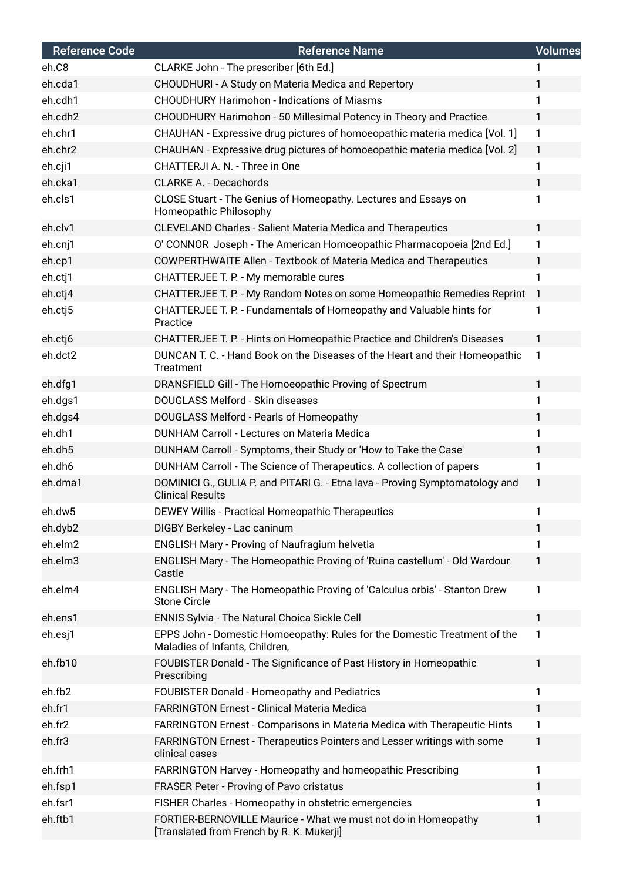| Reference Code | Reference Name | Volumes |
|---|---|---|
| eh.C8 | CLARKE John - The prescriber [6th Ed.] | 1 |
| eh.cda1 | CHOUDHURI - A Study on Materia Medica and Repertory | 1 |
| eh.cdh1 | CHOUDHURY Harimohon - Indications of Miasms | 1 |
| eh.cdh2 | CHOUDHURY Harimohon - 50 Millesimal Potency in Theory and Practice | 1 |
| eh.chr1 | CHAUHAN - Expressive drug pictures of homoeopathic materia medica [Vol. 1] | 1 |
| eh.chr2 | CHAUHAN - Expressive drug pictures of homoeopathic materia medica [Vol. 2] | 1 |
| eh.cji1 | CHATTERJI A. N. - Three in One | 1 |
| eh.cka1 | CLARKE A. - Decachords | 1 |
| eh.cls1 | CLOSE Stuart - The Genius of Homeopathy. Lectures and Essays on Homeopathic Philosophy | 1 |
| eh.clv1 | CLEVELAND Charles - Salient Materia Medica and Therapeutics | 1 |
| eh.cnj1 | O' CONNOR Joseph - The American Homoeopathic Pharmacopoeia [2nd Ed.] | 1 |
| eh.cp1 | COWPERTHWAITE Allen - Textbook of Materia Medica and Therapeutics | 1 |
| eh.ctj1 | CHATTERJEE T. P. - My memorable cures | 1 |
| eh.ctj4 | CHATTERJEE T. P. - My Random Notes on some Homeopathic Remedies Reprint | 1 |
| eh.ctj5 | CHATTERJEE T. P. - Fundamentals of Homeopathy and Valuable hints for Practice | 1 |
| eh.ctj6 | CHATTERJEE T. P. - Hints on Homeopathic Practice and Children's Diseases | 1 |
| eh.dct2 | DUNCAN T. C. - Hand Book on the Diseases of the Heart and their Homeopathic Treatment | 1 |
| eh.dfg1 | DRANSFIELD Gill - The Homoeopathic Proving of Spectrum | 1 |
| eh.dgs1 | DOUGLASS Melford - Skin diseases | 1 |
| eh.dgs4 | DOUGLASS Melford - Pearls of Homeopathy | 1 |
| eh.dh1 | DUNHAM Carroll - Lectures on Materia Medica | 1 |
| eh.dh5 | DUNHAM Carroll - Symptoms, their Study or 'How to Take the Case' | 1 |
| eh.dh6 | DUNHAM Carroll - The Science of Therapeutics. A collection of papers | 1 |
| eh.dma1 | DOMINICI G., GULIA P. and PITARI G. - Etna lava - Proving Symptomatology and Clinical Results | 1 |
| eh.dw5 | DEWEY Willis - Practical Homeopathic Therapeutics | 1 |
| eh.dyb2 | DIGBY Berkeley - Lac caninum | 1 |
| eh.elm2 | ENGLISH Mary - Proving of Naufragium helvetia | 1 |
| eh.elm3 | ENGLISH Mary - The Homeopathic Proving of 'Ruina castellum' - Old Wardour Castle | 1 |
| eh.elm4 | ENGLISH Mary - The Homeopathic Proving of 'Calculus orbis' - Stanton Drew Stone Circle | 1 |
| eh.ens1 | ENNIS Sylvia - The Natural Choica Sickle Cell | 1 |
| eh.esj1 | EPPS John - Domestic Homoeopathy: Rules for the Domestic Treatment of the Maladies of Infants, Children, | 1 |
| eh.fb10 | FOUBISTER Donald - The Significance of Past History in Homeopathic Prescribing | 1 |
| eh.fb2 | FOUBISTER Donald - Homeopathy and Pediatrics | 1 |
| eh.fr1 | FARRINGTON Ernest - Clinical Materia Medica | 1 |
| eh.fr2 | FARRINGTON Ernest - Comparisons in Materia Medica with Therapeutic Hints | 1 |
| eh.fr3 | FARRINGTON Ernest - Therapeutics Pointers and Lesser writings with some clinical cases | 1 |
| eh.frh1 | FARRINGTON Harvey - Homeopathy and homeopathic Prescribing | 1 |
| eh.fsp1 | FRASER Peter - Proving of Pavo cristatus | 1 |
| eh.fsr1 | FISHER Charles - Homeopathy in obstetric emergencies | 1 |
| eh.ftb1 | FORTIER-BERNOVILLE Maurice - What we must not do in Homeopathy [Translated from French by R. K. Mukerji] | 1 |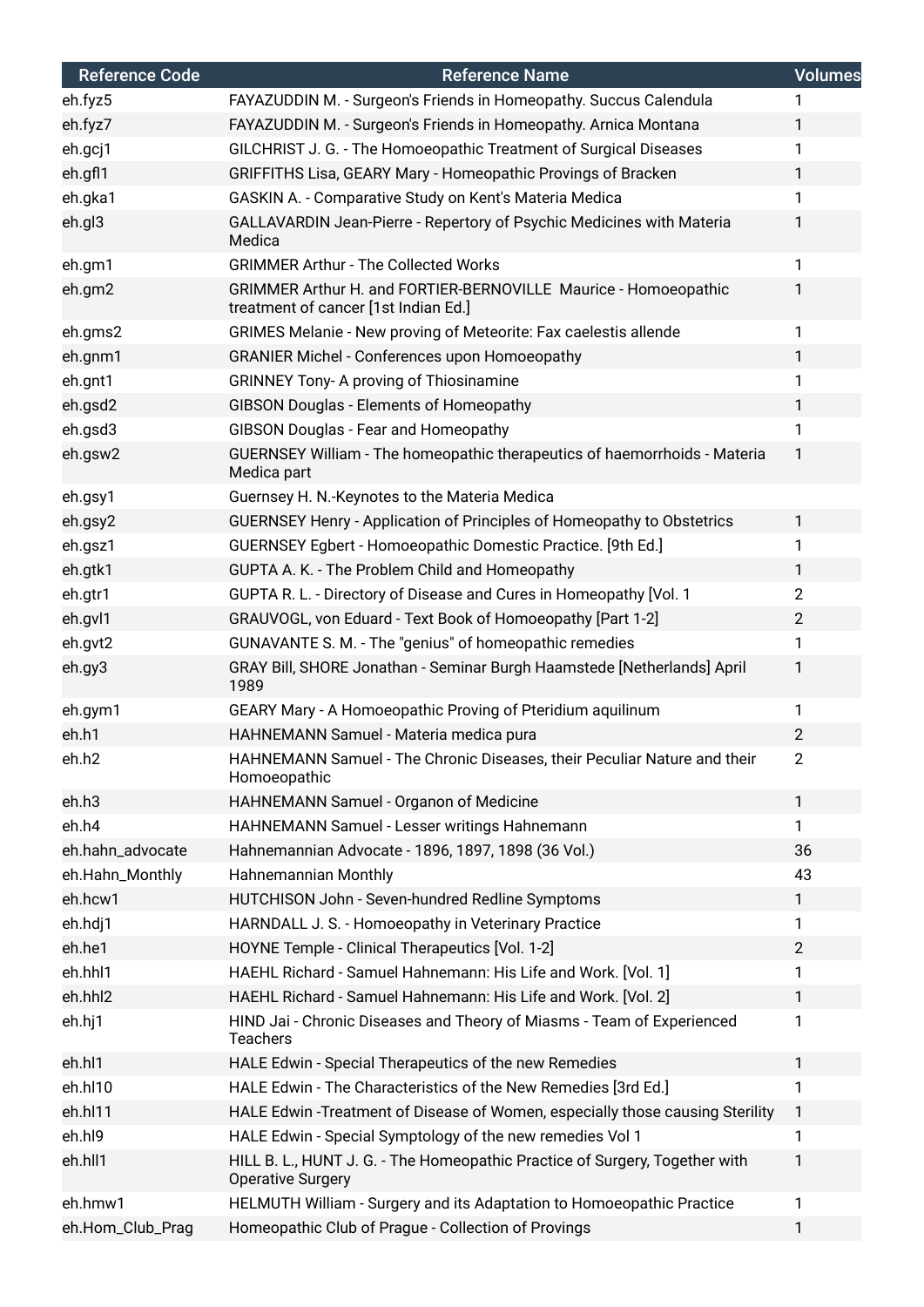| Reference Code | Reference Name | Volumes |
|---|---|---|
| eh.fyz5 | FAYAZUDDIN M. - Surgeon's Friends in Homeopathy. Succus Calendula | 1 |
| eh.fyz7 | FAYAZUDDIN M. - Surgeon's Friends in Homeopathy. Arnica Montana | 1 |
| eh.gcj1 | GILCHRIST J. G. - The Homoeopathic Treatment of Surgical Diseases | 1 |
| eh.gfl1 | GRIFFITHS Lisa, GEARY Mary - Homeopathic Provings of Bracken | 1 |
| eh.gka1 | GASKIN A. - Comparative Study on Kent's Materia Medica | 1 |
| eh.gl3 | GALLAVARDIN Jean-Pierre - Repertory of Psychic Medicines with Materia Medica | 1 |
| eh.gm1 | GRIMMER Arthur - The Collected Works | 1 |
| eh.gm2 | GRIMMER Arthur H. and FORTIER-BERNOVILLE Maurice - Homoeopathic treatment of cancer [1st Indian Ed.] | 1 |
| eh.gms2 | GRIMES Melanie - New proving of Meteorite: Fax caelestis allende | 1 |
| eh.gnm1 | GRANIER Michel - Conferences upon Homoeopathy | 1 |
| eh.gnt1 | GRINNEY Tony- A proving of Thiosinamine | 1 |
| eh.gsd2 | GIBSON Douglas - Elements of Homeopathy | 1 |
| eh.gsd3 | GIBSON Douglas - Fear and Homeopathy | 1 |
| eh.gsw2 | GUERNSEY William - The homeopathic therapeutics of haemorrhoids - Materia Medica part | 1 |
| eh.gsy1 | Guernsey H. N.-Keynotes to the Materia Medica | |
| eh.gsy2 | GUERNSEY Henry - Application of Principles of Homeopathy to Obstetrics | 1 |
| eh.gsz1 | GUERNSEY Egbert - Homoeopathic Domestic Practice. [9th Ed.] | 1 |
| eh.gtk1 | GUPTA A. K. - The Problem Child and Homeopathy | 1 |
| eh.gtr1 | GUPTA R. L. - Directory of Disease and Cures in Homeopathy [Vol. 1 | 2 |
| eh.gvl1 | GRAUVOGL, von Eduard - Text Book of Homoeopathy [Part 1-2] | 2 |
| eh.gvt2 | GUNAVANTE S. M. - The "genius" of homeopathic remedies | 1 |
| eh.gy3 | GRAY Bill, SHORE Jonathan - Seminar Burgh Haamstede [Netherlands] April 1989 | 1 |
| eh.gym1 | GEARY Mary - A Homoeopathic Proving of Pteridium aquilinum | 1 |
| eh.h1 | HAHNEMANN Samuel - Materia medica pura | 2 |
| eh.h2 | HAHNEMANN Samuel - The Chronic Diseases, their Peculiar Nature and their Homoeopathic | 2 |
| eh.h3 | HAHNEMANN Samuel - Organon of Medicine | 1 |
| eh.h4 | HAHNEMANN Samuel - Lesser writings Hahnemann | 1 |
| eh.hahn_advocate | Hahnemannian Advocate - 1896, 1897, 1898 (36 Vol.) | 36 |
| eh.Hahn_Monthly | Hahnemannian Monthly | 43 |
| eh.hcw1 | HUTCHISON John - Seven-hundred Redline Symptoms | 1 |
| eh.hdj1 | HARNDALL J. S. - Homoeopathy in Veterinary Practice | 1 |
| eh.he1 | HOYNE Temple - Clinical Therapeutics [Vol. 1-2] | 2 |
| eh.hhl1 | HAEHL Richard - Samuel Hahnemann: His Life and Work. [Vol. 1] | 1 |
| eh.hhl2 | HAEHL Richard - Samuel Hahnemann: His Life and Work. [Vol. 2] | 1 |
| eh.hj1 | HIND Jai - Chronic Diseases and Theory of Miasms - Team of Experienced Teachers | 1 |
| eh.hl1 | HALE Edwin - Special Therapeutics of the new Remedies | 1 |
| eh.hl10 | HALE Edwin - The Characteristics of the New Remedies [3rd Ed.] | 1 |
| eh.hl11 | HALE Edwin -Treatment of Disease of Women, especially those causing Sterility | 1 |
| eh.hl9 | HALE Edwin - Special Symptology of the new remedies Vol 1 | 1 |
| eh.hll1 | HILL B. L., HUNT J. G. - The Homeopathic Practice of Surgery, Together with Operative Surgery | 1 |
| eh.hmw1 | HELMUTH William - Surgery and its Adaptation to Homoeopathic Practice | 1 |
| eh.Hom_Club_Prag | Homeopathic Club of Prague - Collection of Provings | 1 |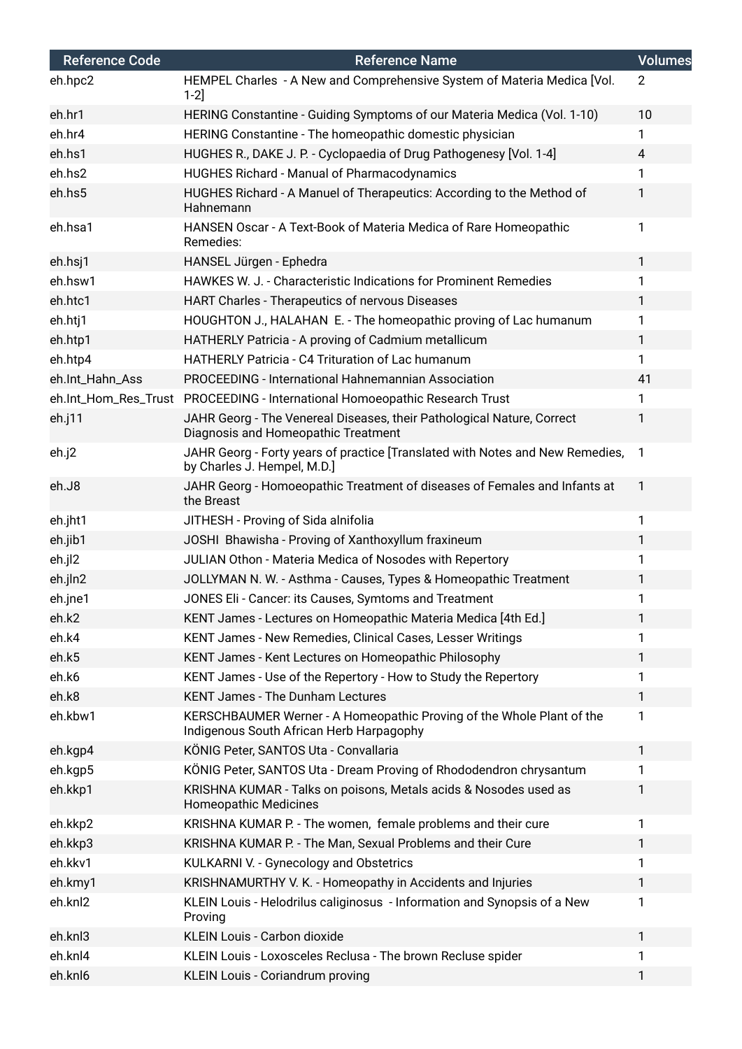| Reference Code | Reference Name | Volumes |
| --- | --- | --- |
| eh.hpc2 | HEMPEL Charles - A New and Comprehensive System of Materia Medica [Vol. 1-2] | 2 |
| eh.hr1 | HERING Constantine - Guiding Symptoms of our Materia Medica (Vol. 1-10) | 10 |
| eh.hr4 | HERING Constantine - The homeopathic domestic physician | 1 |
| eh.hs1 | HUGHES R., DAKE J. P. - Cyclopaedia of Drug Pathogenesy [Vol. 1-4] | 4 |
| eh.hs2 | HUGHES Richard - Manual of Pharmacodynamics | 1 |
| eh.hs5 | HUGHES Richard - A Manuel of Therapeutics: According to the Method of Hahnemann | 1 |
| eh.hsa1 | HANSEN Oscar - A Text-Book of Materia Medica of Rare Homeopathic Remedies: | 1 |
| eh.hsj1 | HANSEL Jürgen - Ephedra | 1 |
| eh.hsw1 | HAWKES W. J. - Characteristic Indications for Prominent Remedies | 1 |
| eh.htc1 | HART Charles - Therapeutics of nervous Diseases | 1 |
| eh.htj1 | HOUGHTON J., HALAHAN E. - The homeopathic proving of Lac humanum | 1 |
| eh.htp1 | HATHERLY Patricia - A proving of Cadmium metallicum | 1 |
| eh.htp4 | HATHERLY Patricia - C4 Trituration of Lac humanum | 1 |
| eh.Int_Hahn_Ass | PROCEEDING - International Hahnemannian Association | 41 |
| eh.Int_Hom_Res_Trust | PROCEEDING - International Homoeopathic Research Trust | 1 |
| eh.j11 | JAHR Georg - The Venereal Diseases, their Pathological Nature, Correct Diagnosis and Homeopathic Treatment | 1 |
| eh.j2 | JAHR Georg - Forty years of practice [Translated with Notes and New Remedies, by Charles J. Hempel, M.D.] | 1 |
| eh.J8 | JAHR Georg - Homoeopathic Treatment of diseases of Females and Infants at the Breast | 1 |
| eh.jht1 | JITHESH - Proving of Sida alnifolia | 1 |
| eh.jib1 | JOSHI Bhawisha - Proving of Xanthoxyllum fraxineum | 1 |
| eh.jl2 | JULIAN Othon - Materia Medica of Nosodes with Repertory | 1 |
| eh.jln2 | JOLLYMAN N. W. - Asthma - Causes, Types & Homeopathic Treatment | 1 |
| eh.jne1 | JONES Eli - Cancer: its Causes, Symtoms and Treatment | 1 |
| eh.k2 | KENT James - Lectures on Homeopathic Materia Medica [4th Ed.] | 1 |
| eh.k4 | KENT James - New Remedies, Clinical Cases, Lesser Writings | 1 |
| eh.k5 | KENT James - Kent Lectures on Homeopathic Philosophy | 1 |
| eh.k6 | KENT James - Use of the Repertory - How to Study the Repertory | 1 |
| eh.k8 | KENT James - The Dunham Lectures | 1 |
| eh.kbw1 | KERSCHBAUMER Werner - A Homeopathic Proving of the Whole Plant of the Indigenous South African Herb Harpagophy | 1 |
| eh.kgp4 | KÖNIG Peter, SANTOS Uta - Convallaria | 1 |
| eh.kgp5 | KÖNIG Peter, SANTOS Uta - Dream Proving of Rhododendron chrysantum | 1 |
| eh.kkp1 | KRISHNA KUMAR - Talks on poisons, Metals acids & Nosodes used as Homeopathic Medicines | 1 |
| eh.kkp2 | KRISHNA KUMAR P. - The women, female problems and their cure | 1 |
| eh.kkp3 | KRISHNA KUMAR P. - The Man, Sexual Problems and their Cure | 1 |
| eh.kkv1 | KULKARNI V. - Gynecology and Obstetrics | 1 |
| eh.kmy1 | KRISHNAMURTHY V. K. - Homeopathy in Accidents and Injuries | 1 |
| eh.knl2 | KLEIN Louis - Helodrilus caliginosus - Information and Synopsis of a New Proving | 1 |
| eh.knl3 | KLEIN Louis - Carbon dioxide | 1 |
| eh.knl4 | KLEIN Louis - Loxosceles Reclusa - The brown Recluse spider | 1 |
| eh.knl6 | KLEIN Louis - Coriandrum proving | 1 |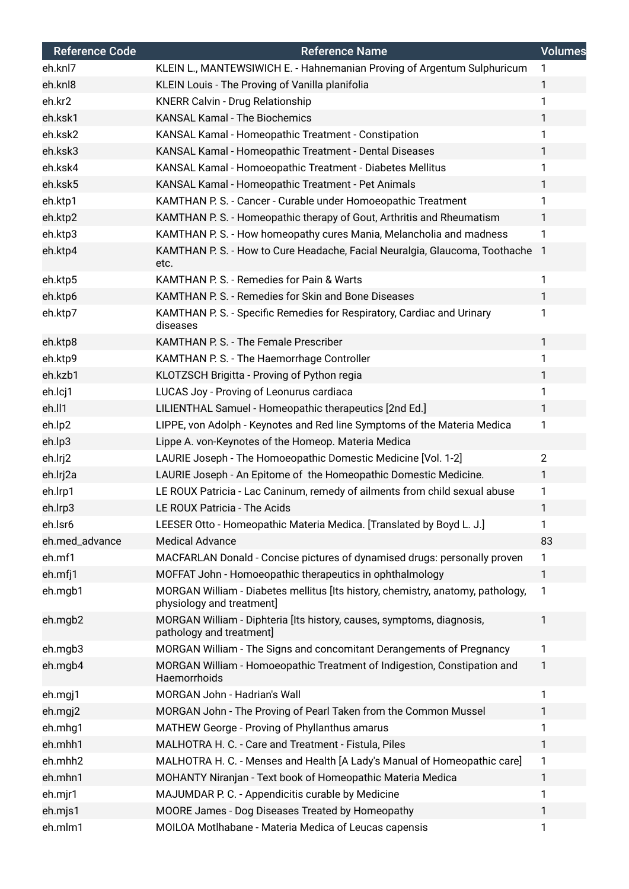| Reference Code | Reference Name | Volumes |
| --- | --- | --- |
| eh.knl7 | KLEIN L., MANTEWSIWICH E. - Hahnemanian Proving of Argentum Sulphuricum | 1 |
| eh.knl8 | KLEIN Louis - The Proving of Vanilla planifolia | 1 |
| eh.kr2 | KNERR Calvin - Drug Relationship | 1 |
| eh.ksk1 | KANSAL Kamal - The Biochemics | 1 |
| eh.ksk2 | KANSAL Kamal - Homeopathic Treatment - Constipation | 1 |
| eh.ksk3 | KANSAL Kamal - Homeopathic Treatment - Dental Diseases | 1 |
| eh.ksk4 | KANSAL Kamal - Homoeopathic Treatment - Diabetes Mellitus | 1 |
| eh.ksk5 | KANSAL Kamal - Homeopathic Treatment - Pet Animals | 1 |
| eh.ktp1 | KAMTHAN P. S. - Cancer - Curable under Homoeopathic Treatment | 1 |
| eh.ktp2 | KAMTHAN P. S. - Homeopathic therapy of Gout, Arthritis and Rheumatism | 1 |
| eh.ktp3 | KAMTHAN P. S. - How homeopathy cures Mania, Melancholia and madness | 1 |
| eh.ktp4 | KAMTHAN P. S. - How to Cure Headache, Facial Neuralgia, Glaucoma, Toothache etc. | 1 |
| eh.ktp5 | KAMTHAN P. S. - Remedies for Pain & Warts | 1 |
| eh.ktp6 | KAMTHAN P. S. - Remedies for Skin and Bone Diseases | 1 |
| eh.ktp7 | KAMTHAN P. S. - Specific Remedies for Respiratory, Cardiac and Urinary diseases | 1 |
| eh.ktp8 | KAMTHAN P. S. - The Female Prescriber | 1 |
| eh.ktp9 | KAMTHAN P. S. - The Haemorrhage Controller | 1 |
| eh.kzb1 | KLOTZSCH Brigitta - Proving of Python regia | 1 |
| eh.lcj1 | LUCAS Joy - Proving of Leonurus cardiaca | 1 |
| eh.ll1 | LILIENTHAL Samuel - Homeopathic therapeutics [2nd Ed.] | 1 |
| eh.lp2 | LIPPE, von Adolph - Keynotes and Red line Symptoms of the Materia Medica | 1 |
| eh.lp3 | Lippe A. von-Keynotes of the Homeop. Materia Medica | |
| eh.lrj2 | LAURIE Joseph - The Homoeopathic Domestic Medicine [Vol. 1-2] | 2 |
| eh.lrj2a | LAURIE Joseph - An Epitome of  the Homeopathic Domestic Medicine. | 1 |
| eh.lrp1 | LE ROUX Patricia - Lac Caninum, remedy of ailments from child sexual abuse | 1 |
| eh.lrp3 | LE ROUX Patricia - The Acids | 1 |
| eh.lsr6 | LEESER Otto - Homeopathic Materia Medica. [Translated by Boyd L. J.] | 1 |
| eh.med_advance | Medical Advance | 83 |
| eh.mf1 | MACFARLAN Donald - Concise pictures of dynamised drugs: personally proven | 1 |
| eh.mfj1 | MOFFAT John - Homoeopathic therapeutics in ophthalmology | 1 |
| eh.mgb1 | MORGAN William - Diabetes mellitus [Its history, chemistry, anatomy, pathology, physiology and treatment] | 1 |
| eh.mgb2 | MORGAN William - Diphteria [Its history, causes, symptoms, diagnosis, pathology and treatment] | 1 |
| eh.mgb3 | MORGAN William - The Signs and concomitant Derangements of Pregnancy | 1 |
| eh.mgb4 | MORGAN William - Homoeopathic Treatment of Indigestion, Constipation and Haemorrhoids | 1 |
| eh.mgj1 | MORGAN John - Hadrian's Wall | 1 |
| eh.mgj2 | MORGAN John - The Proving of Pearl Taken from the Common Mussel | 1 |
| eh.mhg1 | MATHEW George - Proving of Phyllanthus amarus | 1 |
| eh.mhh1 | MALHOTRA H. C. - Care and Treatment - Fistula, Piles | 1 |
| eh.mhh2 | MALHOTRA H. C. - Menses and Health [A Lady's Manual of Homeopathic care] | 1 |
| eh.mhn1 | MOHANTY Niranjan - Text book of Homeopathic Materia Medica | 1 |
| eh.mjr1 | MAJUMDAR P. C. - Appendicitis curable by Medicine | 1 |
| eh.mjs1 | MOORE James - Dog Diseases Treated by Homeopathy | 1 |
| eh.mlm1 | MOILOA Motlhabane - Materia Medica of Leucas capensis | 1 |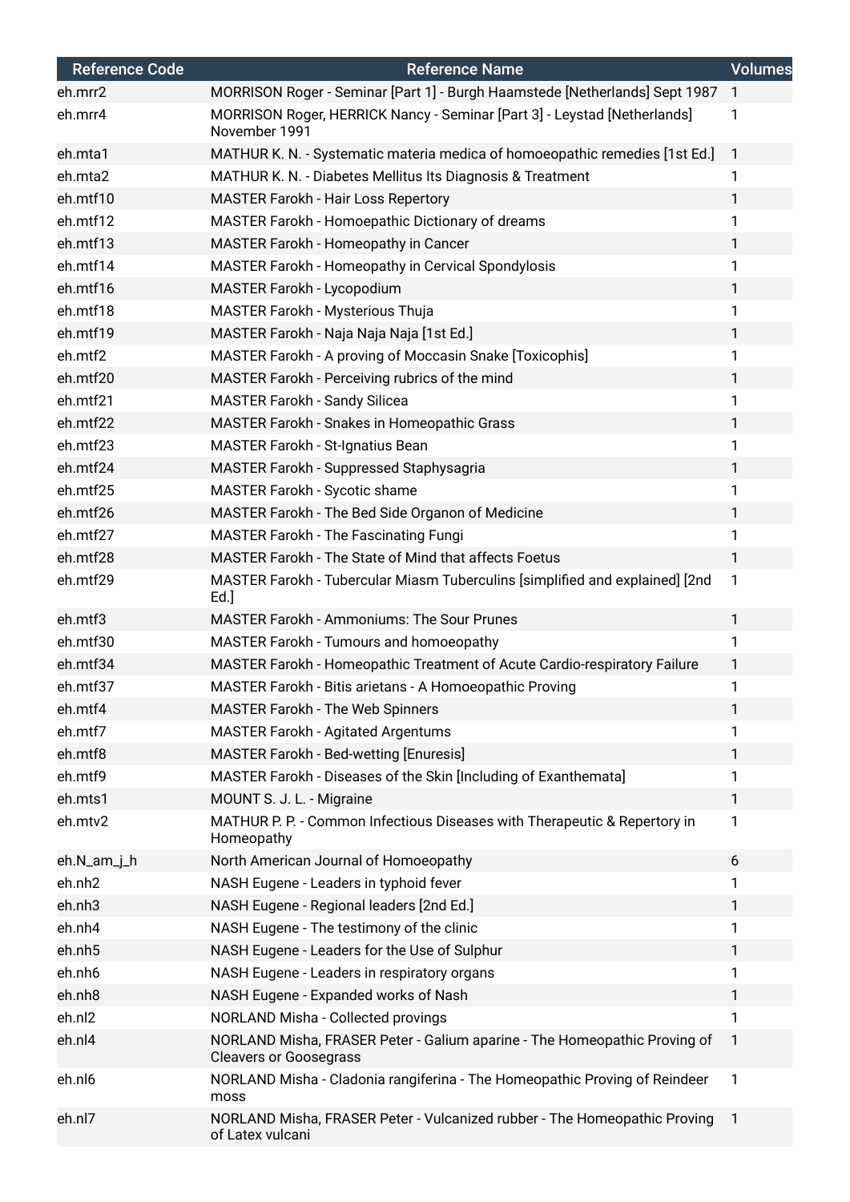| Reference Code | Reference Name | Volumes |
|---|---|---|
| eh.mrr2 | MORRISON Roger - Seminar [Part 1] - Burgh Haamstede [Netherlands] Sept 1987 | 1 |
| eh.mrr4 | MORRISON Roger, HERRICK Nancy - Seminar [Part 3] - Leystad [Netherlands] November 1991 | 1 |
| eh.mta1 | MATHUR K. N. - Systematic materia medica of homoeopathic remedies [1st Ed.] | 1 |
| eh.mta2 | MATHUR K. N. - Diabetes Mellitus Its Diagnosis & Treatment | 1 |
| eh.mtf10 | MASTER Farokh - Hair Loss Repertory | 1 |
| eh.mtf12 | MASTER Farokh - Homoepathic Dictionary of dreams | 1 |
| eh.mtf13 | MASTER Farokh - Homeopathy in Cancer | 1 |
| eh.mtf14 | MASTER Farokh - Homeopathy in Cervical Spondylosis | 1 |
| eh.mtf16 | MASTER Farokh - Lycopodium | 1 |
| eh.mtf18 | MASTER Farokh - Mysterious Thuja | 1 |
| eh.mtf19 | MASTER Farokh - Naja Naja Naja [1st Ed.] | 1 |
| eh.mtf2 | MASTER Farokh - A proving of Moccasin Snake [Toxicophis] | 1 |
| eh.mtf20 | MASTER Farokh - Perceiving rubrics of the mind | 1 |
| eh.mtf21 | MASTER Farokh - Sandy Silicea | 1 |
| eh.mtf22 | MASTER Farokh - Snakes in Homeopathic Grass | 1 |
| eh.mtf23 | MASTER Farokh - St-Ignatius Bean | 1 |
| eh.mtf24 | MASTER Farokh - Suppressed Staphysagria | 1 |
| eh.mtf25 | MASTER Farokh - Sycotic shame | 1 |
| eh.mtf26 | MASTER Farokh - The Bed Side Organon of Medicine | 1 |
| eh.mtf27 | MASTER Farokh - The Fascinating Fungi | 1 |
| eh.mtf28 | MASTER Farokh - The State of Mind that affects Foetus | 1 |
| eh.mtf29 | MASTER Farokh - Tubercular Miasm Tuberculins [simplified and explained] [2nd Ed.] | 1 |
| eh.mtf3 | MASTER Farokh - Ammoniums: The Sour Prunes | 1 |
| eh.mtf30 | MASTER Farokh - Tumours and homoeopathy | 1 |
| eh.mtf34 | MASTER Farokh - Homeopathic Treatment of Acute Cardio-respiratory Failure | 1 |
| eh.mtf37 | MASTER Farokh - Bitis arietans - A Homoeopathic Proving | 1 |
| eh.mtf4 | MASTER Farokh - The Web Spinners | 1 |
| eh.mtf7 | MASTER Farokh - Agitated Argentums | 1 |
| eh.mtf8 | MASTER Farokh - Bed-wetting [Enuresis] | 1 |
| eh.mtf9 | MASTER Farokh - Diseases of the Skin [Including of Exanthemata] | 1 |
| eh.mts1 | MOUNT S. J. L. - Migraine | 1 |
| eh.mtv2 | MATHUR P. P. - Common Infectious Diseases with Therapeutic & Repertory in Homeopathy | 1 |
| eh.N_am_j_h | North American Journal of Homoeopathy | 6 |
| eh.nh2 | NASH Eugene - Leaders in typhoid fever | 1 |
| eh.nh3 | NASH Eugene - Regional leaders [2nd Ed.] | 1 |
| eh.nh4 | NASH Eugene - The testimony of the clinic | 1 |
| eh.nh5 | NASH Eugene - Leaders for the Use of Sulphur | 1 |
| eh.nh6 | NASH Eugene - Leaders in respiratory organs | 1 |
| eh.nh8 | NASH Eugene - Expanded works of Nash | 1 |
| eh.nl2 | NORLAND Misha - Collected provings | 1 |
| eh.nl4 | NORLAND Misha, FRASER Peter - Galium aparine - The Homeopathic Proving of Cleavers or Goosegrass | 1 |
| eh.nl6 | NORLAND Misha - Cladonia rangiferina - The Homeopathic Proving of Reindeer moss | 1 |
| eh.nl7 | NORLAND Misha, FRASER Peter - Vulcanized rubber - The Homeopathic Proving of Latex vulcani | 1 |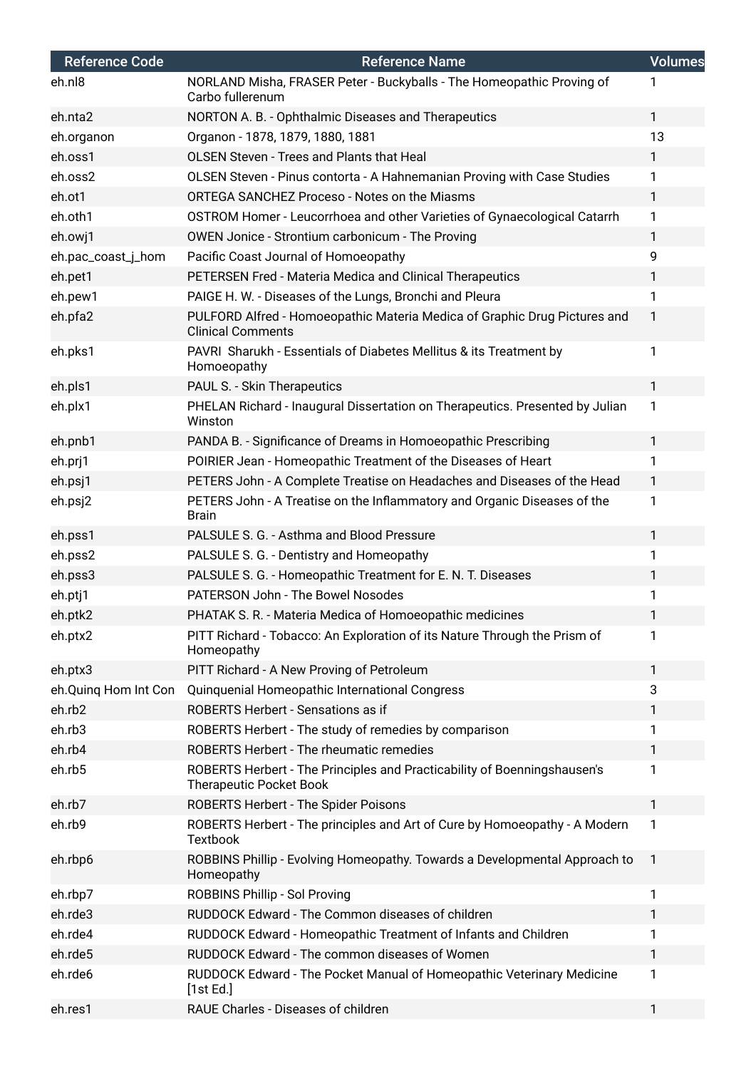| Reference Code | Reference Name | Volumes |
|---|---|---|
| eh.nl8 | NORLAND Misha, FRASER Peter - Buckyballs - The Homeopathic Proving of Carbo fullerenum | 1 |
| eh.nta2 | NORTON A. B. - Ophthalmic Diseases and Therapeutics | 1 |
| eh.organon | Organon - 1878, 1879, 1880, 1881 | 13 |
| eh.oss1 | OLSEN Steven - Trees and Plants that Heal | 1 |
| eh.oss2 | OLSEN Steven - Pinus contorta - A Hahnemanian Proving with Case Studies | 1 |
| eh.ot1 | ORTEGA SANCHEZ Proceso - Notes on the Miasms | 1 |
| eh.oth1 | OSTROM Homer - Leucorrhoea and other Varieties of Gynaecological Catarrh | 1 |
| eh.owj1 | OWEN Jonice - Strontium carbonicum - The Proving | 1 |
| eh.pac_coast_j_hom | Pacific Coast Journal of Homoeopathy | 9 |
| eh.pet1 | PETERSEN Fred - Materia Medica and Clinical Therapeutics | 1 |
| eh.pew1 | PAIGE H. W. - Diseases of the Lungs, Bronchi and Pleura | 1 |
| eh.pfa2 | PULFORD Alfred - Homoeopathic Materia Medica of Graphic Drug Pictures and Clinical Comments | 1 |
| eh.pks1 | PAVRI Sharukh - Essentials of Diabetes Mellitus & its Treatment by Homoeopathy | 1 |
| eh.pls1 | PAUL S. - Skin Therapeutics | 1 |
| eh.plx1 | PHELAN Richard - Inaugural Dissertation on Therapeutics. Presented by Julian Winston | 1 |
| eh.pnb1 | PANDA B. - Significance of Dreams in Homoeopathic Prescribing | 1 |
| eh.prj1 | POIRIER Jean - Homeopathic Treatment of the Diseases of Heart | 1 |
| eh.psj1 | PETERS John - A Complete Treatise on Headaches and Diseases of the Head | 1 |
| eh.psj2 | PETERS John - A Treatise on the Inflammatory and Organic Diseases of the Brain | 1 |
| eh.pss1 | PALSULE S. G. - Asthma and Blood Pressure | 1 |
| eh.pss2 | PALSULE S. G. - Dentistry and Homeopathy | 1 |
| eh.pss3 | PALSULE S. G. - Homeopathic Treatment for E. N. T. Diseases | 1 |
| eh.ptj1 | PATERSON John - The Bowel Nosodes | 1 |
| eh.ptk2 | PHATAK S. R. - Materia Medica of Homoeopathic medicines | 1 |
| eh.ptx2 | PITT Richard - Tobacco: An Exploration of its Nature Through the Prism of Homeopathy | 1 |
| eh.ptx3 | PITT Richard - A New Proving of Petroleum | 1 |
| eh.Quinq Hom Int Con | Quinquenial Homeopathic International Congress | 3 |
| eh.rb2 | ROBERTS Herbert - Sensations as if | 1 |
| eh.rb3 | ROBERTS Herbert - The study of remedies by comparison | 1 |
| eh.rb4 | ROBERTS Herbert - The rheumatic remedies | 1 |
| eh.rb5 | ROBERTS Herbert - The Principles and Practicability of Boenningshausen's Therapeutic Pocket Book | 1 |
| eh.rb7 | ROBERTS Herbert - The Spider Poisons | 1 |
| eh.rb9 | ROBERTS Herbert - The principles and Art of Cure by Homoeopathy - A Modern Textbook | 1 |
| eh.rbp6 | ROBBINS Phillip - Evolving Homeopathy. Towards a Developmental Approach to Homeopathy | 1 |
| eh.rbp7 | ROBBINS Phillip - Sol Proving | 1 |
| eh.rde3 | RUDDOCK Edward - The Common diseases of children | 1 |
| eh.rde4 | RUDDOCK Edward - Homeopathic Treatment of Infants and Children | 1 |
| eh.rde5 | RUDDOCK Edward - The common diseases of Women | 1 |
| eh.rde6 | RUDDOCK Edward - The Pocket Manual of Homeopathic Veterinary Medicine [1st Ed.] | 1 |
| eh.res1 | RAUE Charles - Diseases of children | 1 |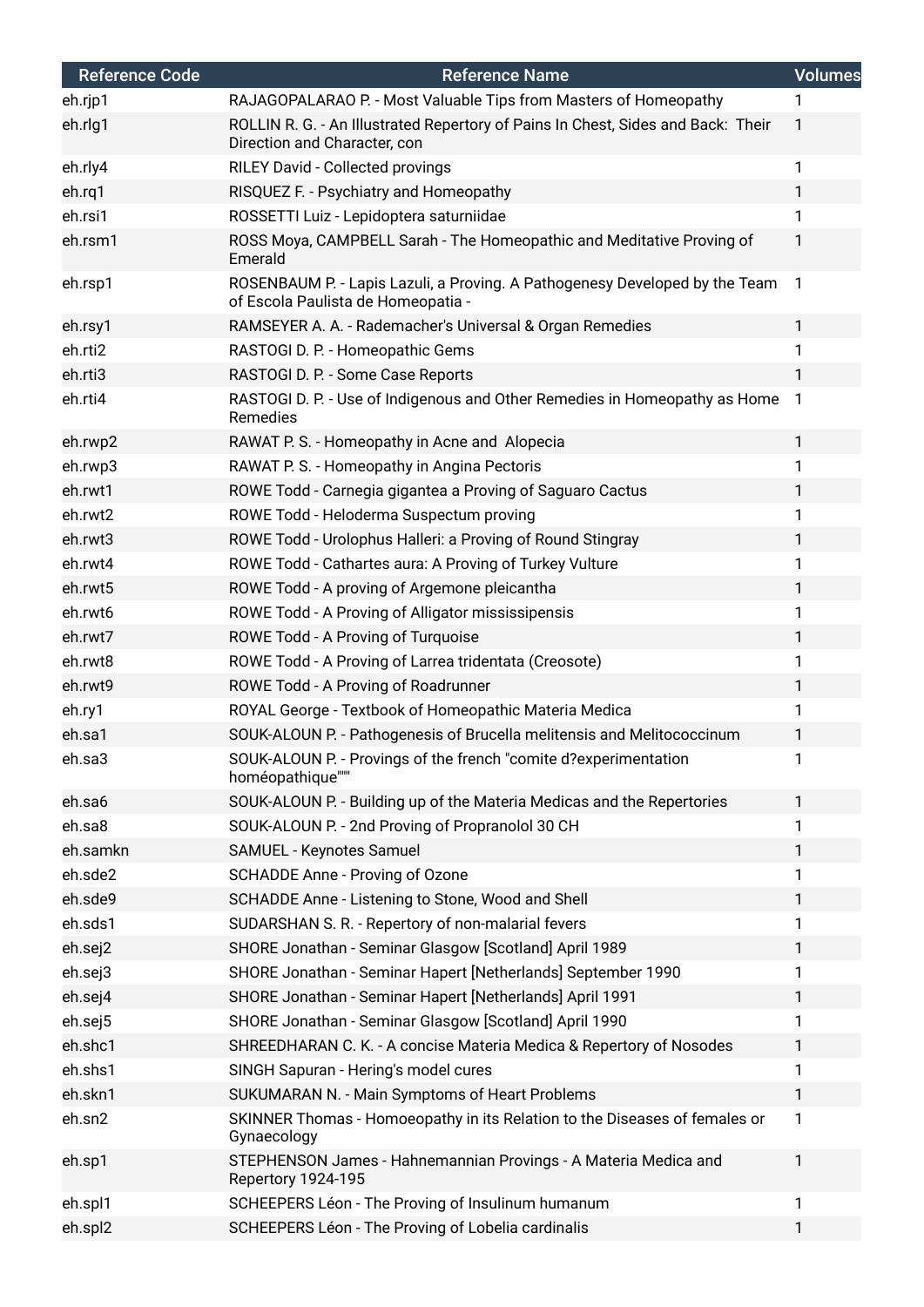| Reference Code | Reference Name | Volumes |
|---|---|---|
| eh.rjp1 | RAJAGOPALARAO P. - Most Valuable Tips from Masters of Homeopathy | 1 |
| eh.rlg1 | ROLLIN R. G. - An Illustrated Repertory of Pains In Chest, Sides and Back:  Their Direction and Character, con | 1 |
| eh.rly4 | RILEY David - Collected provings | 1 |
| eh.rq1 | RISQUEZ F. - Psychiatry and Homeopathy | 1 |
| eh.rsi1 | ROSSETTI Luiz - Lepidoptera saturniidae | 1 |
| eh.rsm1 | ROSS Moya, CAMPBELL Sarah - The Homeopathic and Meditative Proving of Emerald | 1 |
| eh.rsp1 | ROSENBAUM P. - Lapis Lazuli, a Proving. A Pathogenesy Developed by the Team of Escola Paulista de Homeopatia - | 1 |
| eh.rsy1 | RAMSEYER A. A. - Rademacher's Universal & Organ Remedies | 1 |
| eh.rti2 | RASTOGI D. P. - Homeopathic Gems | 1 |
| eh.rti3 | RASTOGI D. P. - Some Case Reports | 1 |
| eh.rti4 | RASTOGI D. P. - Use of Indigenous and Other Remedies in Homeopathy as Home Remedies | 1 |
| eh.rwp2 | RAWAT P. S. - Homeopathy in Acne and  Alopecia | 1 |
| eh.rwp3 | RAWAT P. S. - Homeopathy in Angina Pectoris | 1 |
| eh.rwt1 | ROWE Todd - Carnegia gigantea a Proving of Saguaro Cactus | 1 |
| eh.rwt2 | ROWE Todd - Heloderma Suspectum proving | 1 |
| eh.rwt3 | ROWE Todd - Urolophus Halleri: a Proving of Round Stingray | 1 |
| eh.rwt4 | ROWE Todd - Cathartes aura: A Proving of Turkey Vulture | 1 |
| eh.rwt5 | ROWE Todd - A proving of Argemone pleicantha | 1 |
| eh.rwt6 | ROWE Todd - A Proving of Alligator mississipensis | 1 |
| eh.rwt7 | ROWE Todd - A Proving of Turquoise | 1 |
| eh.rwt8 | ROWE Todd - A Proving of Larrea tridentata (Creosote) | 1 |
| eh.rwt9 | ROWE Todd - A Proving of Roadrunner | 1 |
| eh.ry1 | ROYAL George - Textbook of Homeopathic Materia Medica | 1 |
| eh.sa1 | SOUK-ALOUN P. - Pathogenesis of Brucella melitensis and Melitococcinum | 1 |
| eh.sa3 | SOUK-ALOUN P. - Provings of the french "comite d?experimentation homéopathique""" | 1 |
| eh.sa6 | SOUK-ALOUN P. - Building up of the Materia Medicas and the Repertories | 1 |
| eh.sa8 | SOUK-ALOUN P. - 2nd Proving of Propranolol 30 CH | 1 |
| eh.samkn | SAMUEL - Keynotes Samuel | 1 |
| eh.sde2 | SCHADDE Anne - Proving of Ozone | 1 |
| eh.sde9 | SCHADDE Anne - Listening to Stone, Wood and Shell | 1 |
| eh.sds1 | SUDARSHAN S. R. - Repertory of non-malarial fevers | 1 |
| eh.sej2 | SHORE Jonathan - Seminar Glasgow [Scotland] April 1989 | 1 |
| eh.sej3 | SHORE Jonathan - Seminar Hapert [Netherlands] September 1990 | 1 |
| eh.sej4 | SHORE Jonathan - Seminar Hapert [Netherlands] April 1991 | 1 |
| eh.sej5 | SHORE Jonathan - Seminar Glasgow [Scotland] April 1990 | 1 |
| eh.shc1 | SHREEDHARAN C. K. - A concise Materia Medica & Repertory of Nosodes | 1 |
| eh.shs1 | SINGH Sapuran - Hering's model cures | 1 |
| eh.skn1 | SUKUMARAN N. - Main Symptoms of Heart Problems | 1 |
| eh.sn2 | SKINNER Thomas - Homoeopathy in its Relation to the Diseases of females or Gynaecology | 1 |
| eh.sp1 | STEPHENSON James - Hahnemannian Provings - A Materia Medica and Repertory 1924-195 | 1 |
| eh.spl1 | SCHEEPERS Léon - The Proving of Insulinum humanum | 1 |
| eh.spl2 | SCHEEPERS Léon - The Proving of Lobelia cardinalis | 1 |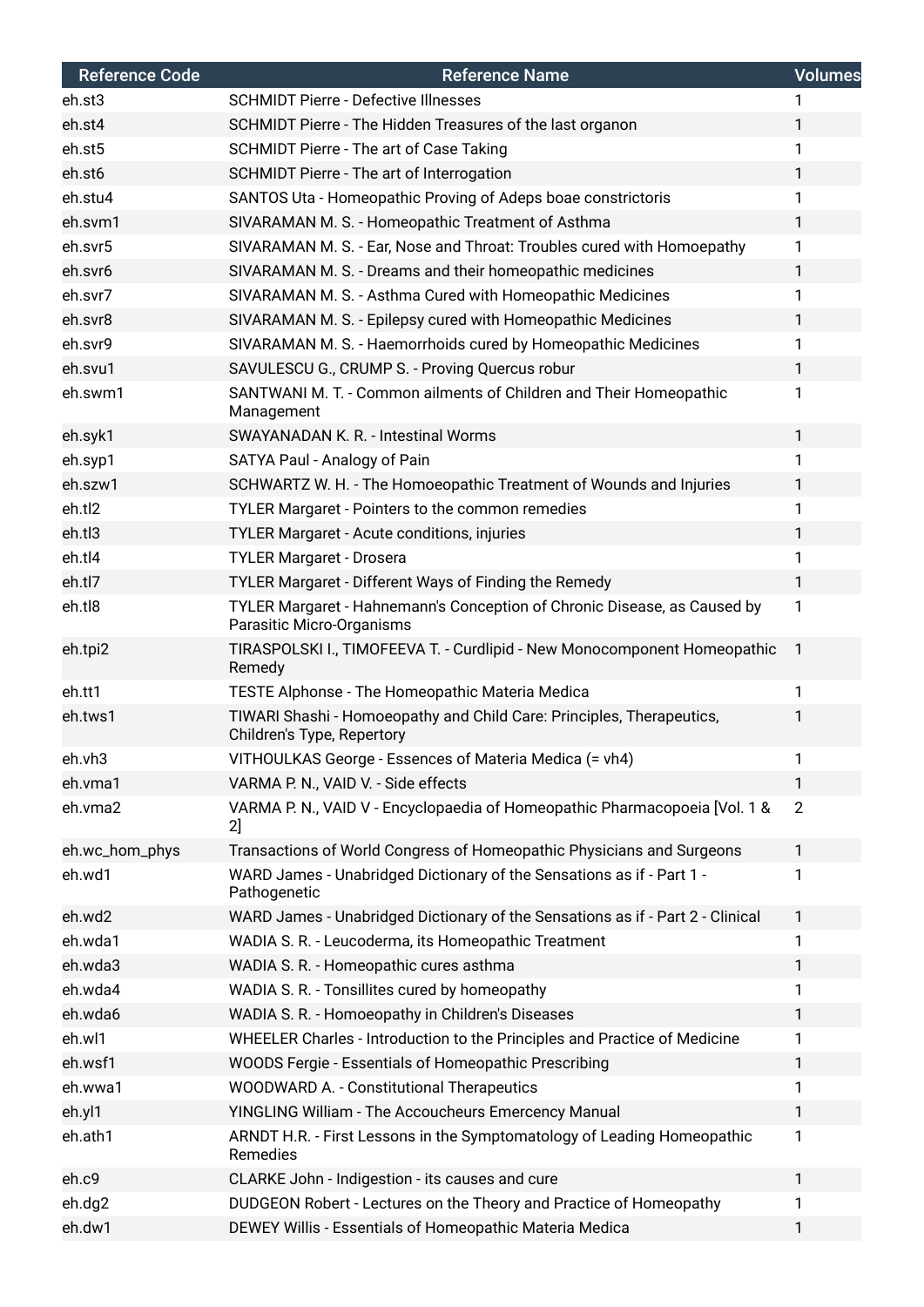| Reference Code | Reference Name | Volumes |
| --- | --- | --- |
| eh.st3 | SCHMIDT Pierre - Defective Illnesses | 1 |
| eh.st4 | SCHMIDT Pierre - The Hidden Treasures of the last organon | 1 |
| eh.st5 | SCHMIDT Pierre - The art of Case Taking | 1 |
| eh.st6 | SCHMIDT Pierre - The art of Interrogation | 1 |
| eh.stu4 | SANTOS Uta - Homeopathic Proving of Adeps boae constrictoris | 1 |
| eh.svm1 | SIVARAMAN M. S. - Homeopathic Treatment of Asthma | 1 |
| eh.svr5 | SIVARAMAN M. S. - Ear, Nose and Throat: Troubles cured with Homoepathy | 1 |
| eh.svr6 | SIVARAMAN M. S. - Dreams and their homeopathic medicines | 1 |
| eh.svr7 | SIVARAMAN M. S. - Asthma Cured with Homeopathic Medicines | 1 |
| eh.svr8 | SIVARAMAN M. S. - Epilepsy cured with Homeopathic Medicines | 1 |
| eh.svr9 | SIVARAMAN M. S. - Haemorrhoids cured by Homeopathic Medicines | 1 |
| eh.svu1 | SAVULESCU G., CRUMP S. - Proving Quercus robur | 1 |
| eh.swm1 | SANTWANI M. T. - Common ailments of Children and Their Homeopathic Management | 1 |
| eh.syk1 | SWAYANADAN K. R. - Intestinal Worms | 1 |
| eh.syp1 | SATYA Paul - Analogy of Pain | 1 |
| eh.szw1 | SCHWARTZ W. H. - The Homoeopathic Treatment of Wounds and Injuries | 1 |
| eh.tl2 | TYLER Margaret - Pointers to the common remedies | 1 |
| eh.tl3 | TYLER Margaret - Acute conditions, injuries | 1 |
| eh.tl4 | TYLER Margaret - Drosera | 1 |
| eh.tl7 | TYLER Margaret - Different Ways of Finding the Remedy | 1 |
| eh.tl8 | TYLER Margaret - Hahnemann's Conception of Chronic Disease, as Caused by Parasitic Micro-Organisms | 1 |
| eh.tpi2 | TIRASPOLSKI I., TIMOFEEVA T. - Curdlipid - New Monocomponent Homeopathic Remedy | 1 |
| eh.tt1 | TESTE Alphonse - The Homeopathic Materia Medica | 1 |
| eh.tws1 | TIWARI Shashi - Homoeopathy and Child Care: Principles, Therapeutics, Children's Type, Repertory | 1 |
| eh.vh3 | VITHOULKAS George - Essences of Materia Medica (= vh4) | 1 |
| eh.vma1 | VARMA P. N., VAID V. - Side effects | 1 |
| eh.vma2 | VARMA P. N., VAID V - Encyclopaedia of Homeopathic Pharmacopoeia [Vol. 1 & 2] | 2 |
| eh.wc_hom_phys | Transactions of World Congress of Homeopathic Physicians and Surgeons | 1 |
| eh.wd1 | WARD James - Unabridged Dictionary of the Sensations as if - Part 1 - Pathogenetic | 1 |
| eh.wd2 | WARD James - Unabridged Dictionary of the Sensations as if - Part 2 - Clinical | 1 |
| eh.wda1 | WADIA S. R. - Leucoderma, its Homeopathic Treatment | 1 |
| eh.wda3 | WADIA S. R. - Homeopathic cures asthma | 1 |
| eh.wda4 | WADIA S. R. - Tonsillites cured by homeopathy | 1 |
| eh.wda6 | WADIA S. R. - Homoeopathy in Children's Diseases | 1 |
| eh.wl1 | WHEELER Charles - Introduction to the Principles and Practice of Medicine | 1 |
| eh.wsf1 | WOODS Fergie - Essentials of Homeopathic Prescribing | 1 |
| eh.wwa1 | WOODWARD A. - Constitutional Therapeutics | 1 |
| eh.yl1 | YINGLING William - The Accoucheurs Emercency Manual | 1 |
| eh.ath1 | ARNDT H.R. - First Lessons in the Symptomatology of Leading Homeopathic Remedies | 1 |
| eh.c9 | CLARKE John - Indigestion - its causes and cure | 1 |
| eh.dg2 | DUDGEON Robert - Lectures on the Theory and Practice of Homeopathy | 1 |
| eh.dw1 | DEWEY Willis - Essentials of Homeopathic Materia Medica | 1 |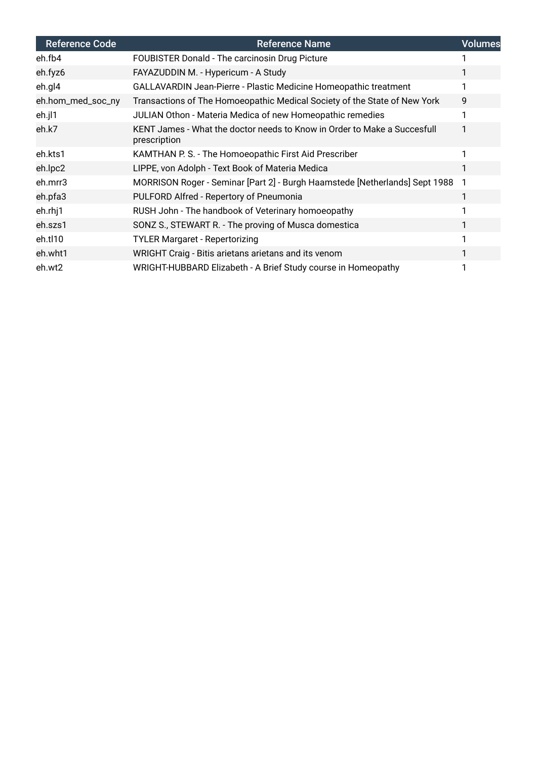| Reference Code | Reference Name | Volumes |
|---|---|---|
| eh.fb4 | FOUBISTER Donald - The carcinosin Drug Picture | 1 |
| eh.fyz6 | FAYAZUDDIN M. - Hypericum - A Study | 1 |
| eh.gl4 | GALLAVARDIN Jean-Pierre - Plastic Medicine Homeopathic treatment | 1 |
| eh.hom_med_soc_ny | Transactions of The Homoeopathic Medical Society of the State of New York | 9 |
| eh.jl1 | JULIAN Othon - Materia Medica of new Homeopathic remedies | 1 |
| eh.k7 | KENT James - What the doctor needs to Know in Order to Make a Succesfull prescription | 1 |
| eh.kts1 | KAMTHAN P. S. - The Homoeopathic First Aid Prescriber | 1 |
| eh.lpc2 | LIPPE, von Adolph - Text Book of Materia Medica | 1 |
| eh.mrr3 | MORRISON Roger - Seminar [Part 2] - Burgh Haamstede [Netherlands] Sept 1988 | 1 |
| eh.pfa3 | PULFORD Alfred - Repertory of Pneumonia | 1 |
| eh.rhj1 | RUSH John - The handbook of Veterinary homoeopathy | 1 |
| eh.szs1 | SONZ S., STEWART R. - The proving of Musca domestica | 1 |
| eh.tl10 | TYLER Margaret - Repertorizing | 1 |
| eh.wht1 | WRIGHT Craig - Bitis arietans arietans and its venom | 1 |
| eh.wt2 | WRIGHT-HUBBARD Elizabeth - A Brief Study course in Homeopathy | 1 |